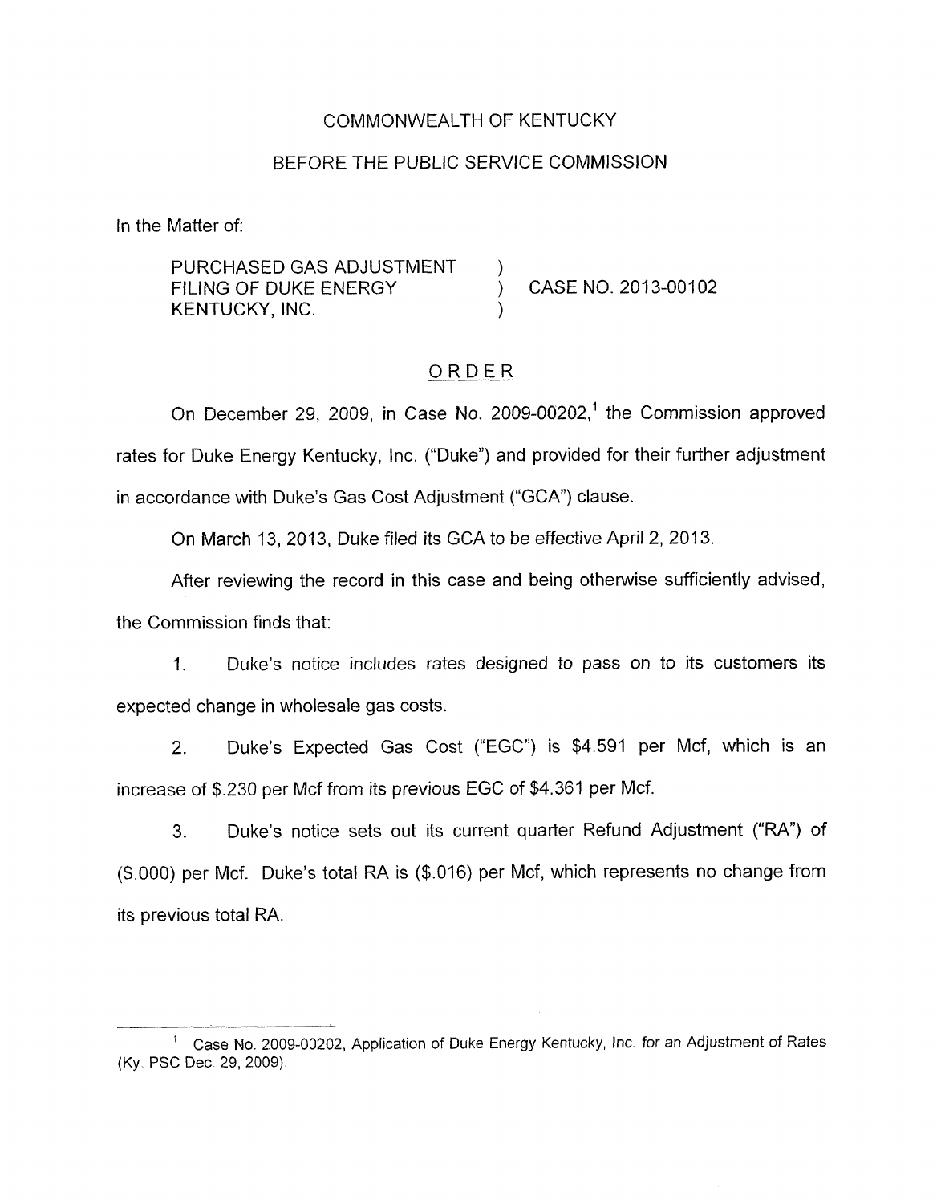COMMONWEALTH OF KENTUCKY

BEFORE THE PUBLIC SERVICE COMMISSION

In the Matter of:

PURCHASED GAS ADJUSTMENT FILING OF DUKE ENERGY KENTUCKY, INC. ) CASE NO. 2013-00102

## ORDER

On December 29, 2009, in Case No. 2009-00202,[1] the Commission approved rates for Duke Energy Kentucky, Inc. ("Duke") and provided for their further adjustment in accordance with Duke's Gas Cost Adjustment ("GCA") clause.

On March 13, 2013, Duke filed its GCA to be effective April 2, 2013.

After reviewing the record in this case and being otherwise sufficiently advised, the Commission finds that:

1. Duke's notice includes rates designed to pass on to its customers its expected change in wholesale gas costs.

2. Duke's Expected Gas Cost ("EGC") is $4.591 per Mcf, which is an increase of $.230 per Mcf from its previous EGC of $4.361 per Mcf.

3. Duke's notice sets out its current quarter Refund Adjustment ("RA") of ($.000) per Mcf. Duke's total RA is ($.016) per Mcf, which represents no change from its previous total RA.

---

[1] Case No. 2009-00202, Application of Duke Energy Kentucky, Inc. for an Adjustment of Rates (Ky. PSC Dec. 29, 2009).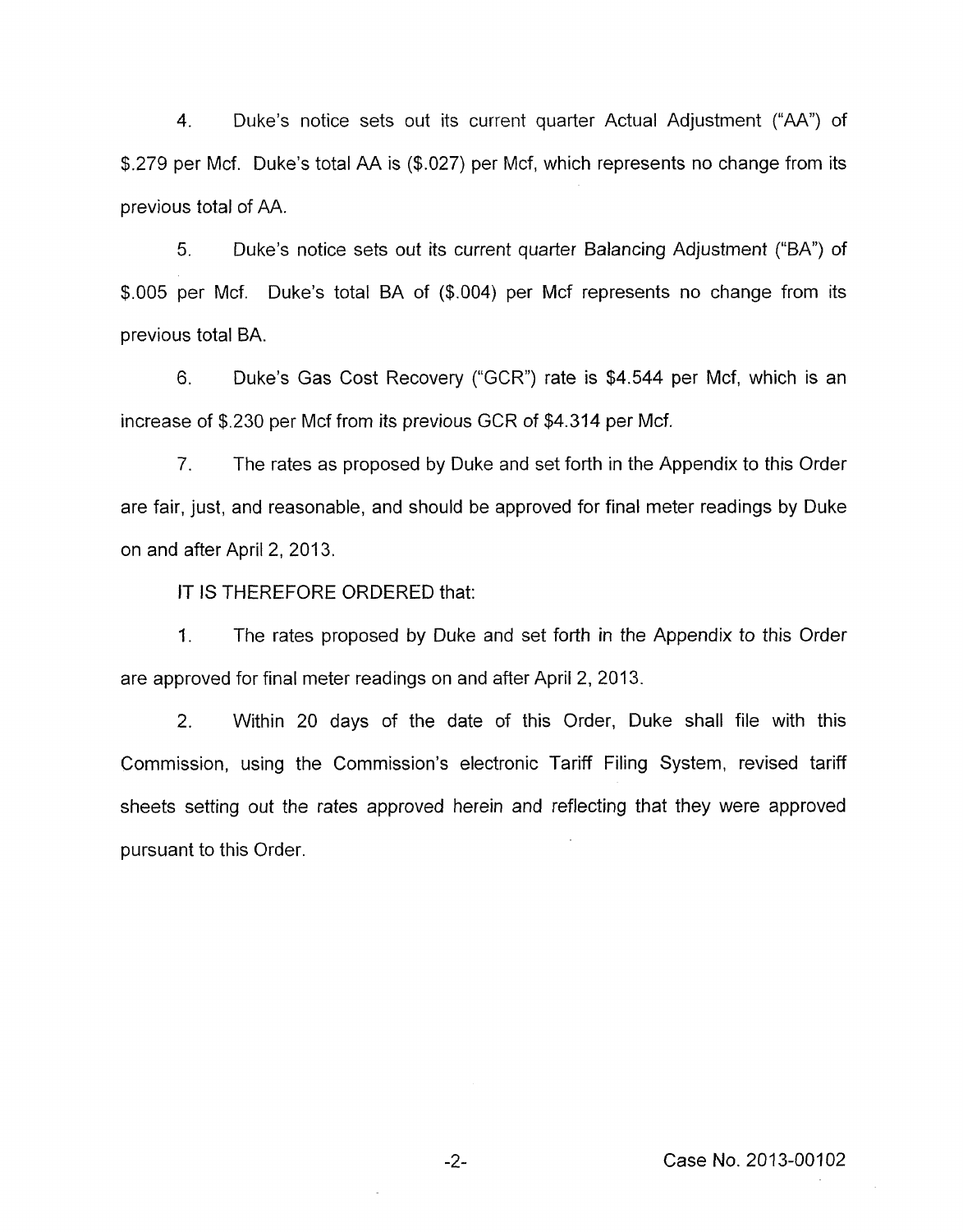4. Duke's notice sets out its current quarter Actual Adjustment ("AA") of $.279 per Mcf. Duke's total AA is ($.027) per Mcf, which represents no change from its previous total of AA.

5. Duke's notice sets out its current quarter Balancing Adjustment ("BA") of $.005 per Mcf. Duke's total BA of ($.004) per Mcf represents no change from its previous total BA.

6. Duke's Gas Cost Recovery ("GCR") rate is $4.544 per Mcf, which is an increase of $.230 per Mcf from its previous GCR of $4.314 per Mcf.

7. The rates as proposed by Duke and set forth in the Appendix to this Order are fair, just, and reasonable, and should be approved for final meter readings by Duke on and after April 2, 2013.

IT IS THEREFORE ORDERED that:

1. The rates proposed by Duke and set forth in the Appendix to this Order are approved for final meter readings on and after April 2, 2013.

2. Within 20 days of the date of this Order, Duke shall file with this Commission, using the Commission's electronic Tariff Filing System, revised tariff sheets setting out the rates approved herein and reflecting that they were approved pursuant to this Order.

Case No. 2013-00102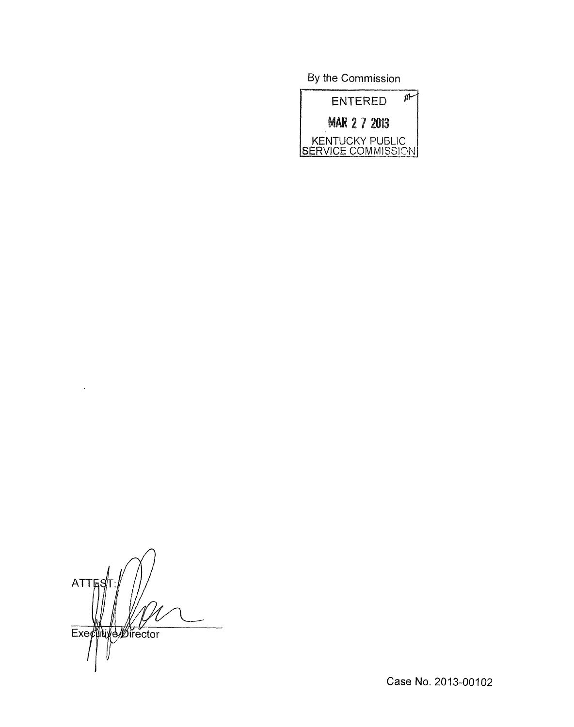By the Commission

ENTERED

MAR 27 2013

KENTUCKY PUBLIC SERVICE COMMISSION

ATTEST:

Executive Director

Case No. 2013-00102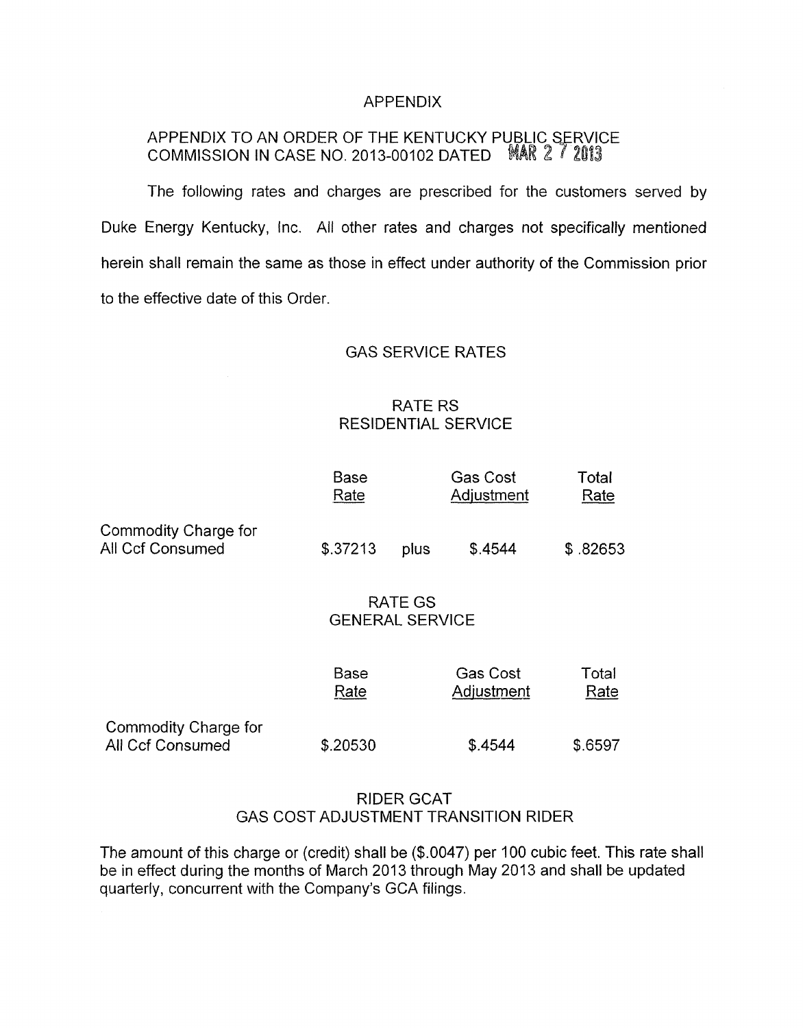# APPENDIX

## APPENDIX TO AN ORDER OF THE KENTUCKY PUBLIC SERVICE COMMISSION IN CASE NO. 2013-00102 DATED MAR 27 2013

The following rates and charges are prescribed for the customers served by Duke Energy Kentucky, Inc. All other rates and charges not specifically mentioned herein shall remain the same as those in effect under authority of the Commission prior to the effective date of this Order.

### GAS SERVICE RATES

#### RATE RS
#### RESIDENTIAL SERVICE

| | Base Rate | | Gas Cost Adjustment | Total Rate |
|---|---|---|---|---|
| Commodity Charge for All Ccf Consumed | $.37213 | plus | $.4544 | $ .82653 |

#### RATE GS
#### GENERAL SERVICE

| | Base Rate | Gas Cost Adjustment | Total Rate |
|---|---|---|---|
| Commodity Charge for All Ccf Consumed | $.20530 | $.4544 | $.6597 |

#### RIDER GCAT
#### GAS COST ADJUSTMENT TRANSITION RIDER

The amount of this charge or (credit) shall be ($.0047) per 100 cubic feet. This rate shall be in effect during the months of March 2013 through May 2013 and shall be updated quarterly, concurrent with the Company's GCA filings.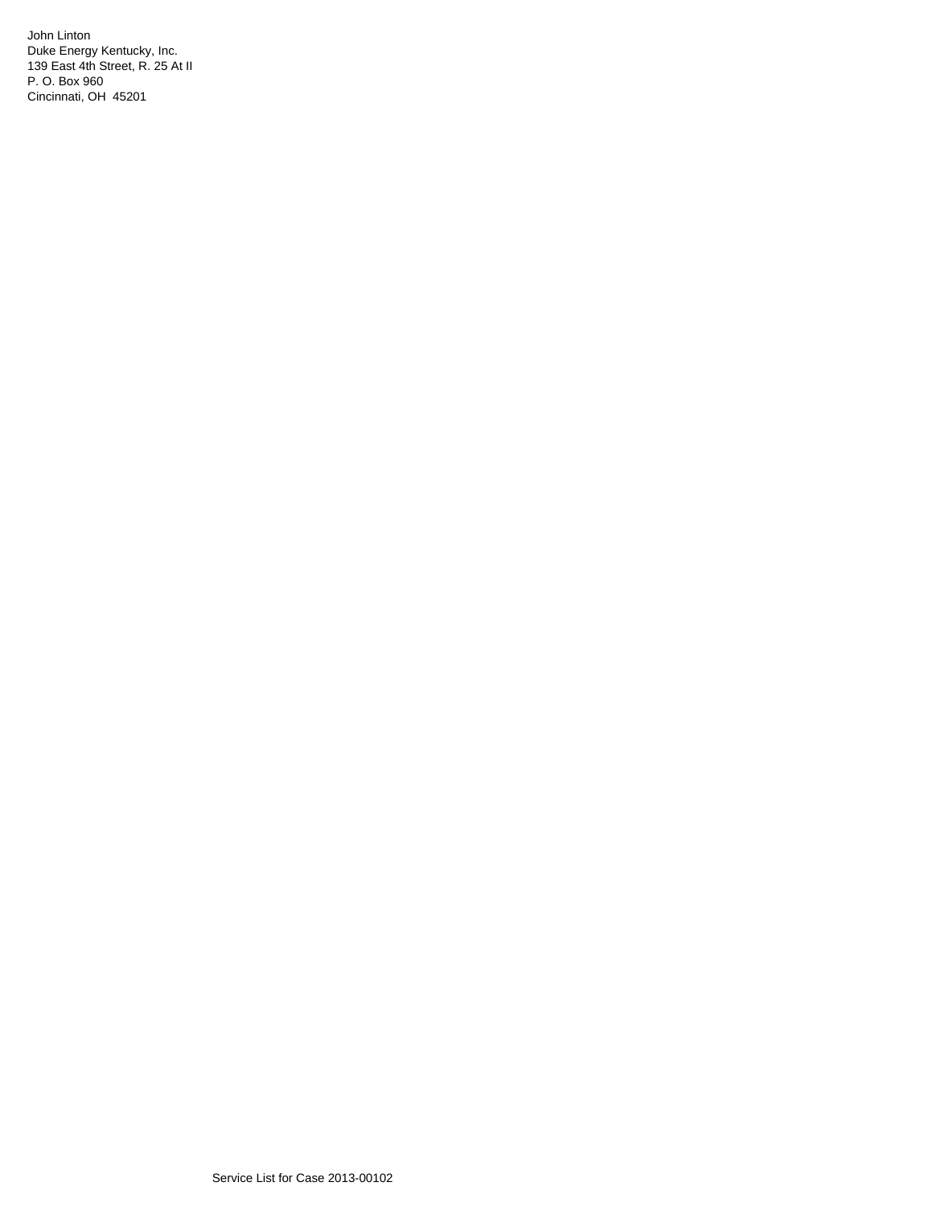John Linton
Duke Energy Kentucky, Inc.
139 East 4th Street, R. 25 At II
P. O. Box 960
Cincinnati, OH  45201